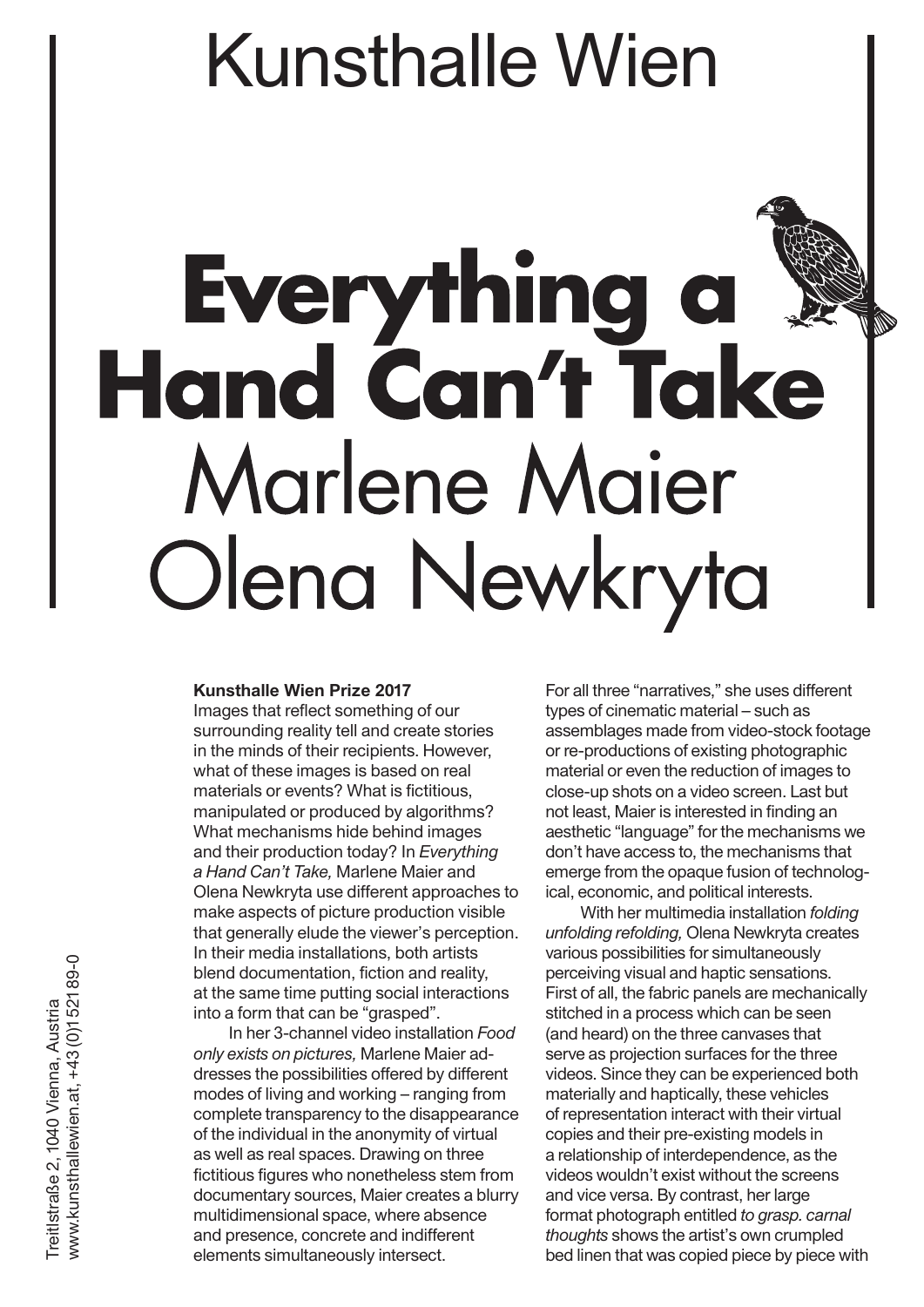# Kunsthalle Wien

# **Everything a Hand Can't Take**

## *Marlene Maier*
## Olena Newkryta

Treitlstraße 2, 1040 Vienna, Austria
www.kunsthallewien.at, +43 (0)1 521 89-0

**Kunsthalle Wien Prize 2017**

Images that reflect something of our surrounding reality tell and create stories in the minds of their recipients. However, what of these images is based on real materials or events? What is fictitious, manipulated or produced by algorithms? What mechanisms hide behind images and their production today? In *Everything a Hand Can't Take,* Marlene Maier and Olena Newkryta use different approaches to make aspects of picture production visible that generally elude the viewer's perception. In their media installations, both artists blend documentation, fiction and reality, at the same time putting social interactions into a form that can be "grasped".

In her 3-channel video installation *Food only exists on pictures,* Marlene Maier addresses the possibilities offered by different modes of living and working – ranging from complete transparency to the disappearance of the individual in the anonymity of virtual as well as real spaces. Drawing on three fictitious figures who nonetheless stem from documentary sources, Maier creates a blurry multidimensional space, where absence and presence, concrete and indifferent elements simultaneously intersect. For all three "narratives," she uses different types of cinematic material – such as assemblages made from video-stock footage or re-productions of existing photographic material or even the reduction of images to close-up shots on a video screen. Last but not least, Maier is interested in finding an aesthetic "language" for the mechanisms we don't have access to, the mechanisms that emerge from the opaque fusion of technological, economic, and political interests.

With her multimedia installation *folding unfolding refolding,* Olena Newkryta creates various possibilities for simultaneously perceiving visual and haptic sensations. First of all, the fabric panels are mechanically stitched in a process which can be seen (and heard) on the three canvases that serve as projection surfaces for the three videos. Since they can be experienced both materially and haptically, these vehicles of representation interact with their virtual copies and their pre-existing models in a relationship of interdependence, as the videos wouldn't exist without the screens and vice versa. By contrast, her large format photograph entitled *to grasp. carnal thoughts* shows the artist's own crumpled bed linen that was copied piece by piece with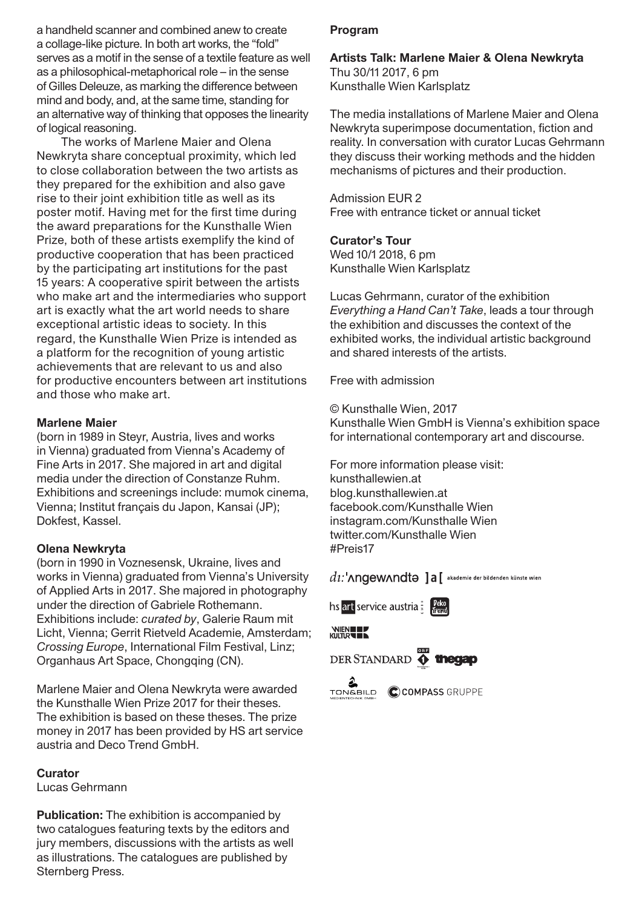a handheld scanner and combined anew to create a collage-like picture. In both art works, the "fold" serves as a motif in the sense of a textile feature as well as a philosophical-metaphorical role – in the sense of Gilles Deleuze, as marking the difference between mind and body, and, at the same time, standing for an alternative way of thinking that opposes the linearity of logical reasoning.

The works of Marlene Maier and Olena Newkryta share conceptual proximity, which led to close collaboration between the two artists as they prepared for the exhibition and also gave rise to their joint exhibition title as well as its poster motif. Having met for the first time during the award preparations for the Kunsthalle Wien Prize, both of these artists exemplify the kind of productive cooperation that has been practiced by the participating art institutions for the past 15 years: A cooperative spirit between the artists who make art and the intermediaries who support art is exactly what the art world needs to share exceptional artistic ideas to society. In this regard, the Kunsthalle Wien Prize is intended as a platform for the recognition of young artistic achievements that are relevant to us and also for productive encounters between art institutions and those who make art.

**Marlene Maier**
(born in 1989 in Steyr, Austria, lives and works in Vienna) graduated from Vienna's Academy of Fine Arts in 2017. She majored in art and digital media under the direction of Constanze Ruhm. Exhibitions and screenings include: mumok cinema, Vienna; Institut français du Japon, Kansai (JP); Dokfest, Kassel.

**Olena Newkryta**
(born in 1990 in Voznesensk, Ukraine, lives and works in Vienna) graduated from Vienna's University of Applied Arts in 2017. She majored in photography under the direction of Gabriele Rothemann. Exhibitions include: *curated by*, Galerie Raum mit Licht, Vienna; Gerrit Rietveld Academie, Amsterdam; *Crossing Europe*, International Film Festival, Linz; Organhaus Art Space, Chongqing (CN).

Marlene Maier and Olena Newkryta were awarded the Kunsthalle Wien Prize 2017 for their theses. The exhibition is based on these theses. The prize money in 2017 has been provided by HS art service austria and Deco Trend GmbH.

**Curator**
Lucas Gehrmann

**Publication:** The exhibition is accompanied by two catalogues featuring texts by the editors and jury members, discussions with the artists as well as illustrations. The catalogues are published by Sternberg Press.

**Program**

**Artists Talk: Marlene Maier & Olena Newkryta**
Thu 30/11 2017, 6 pm
Kunsthalle Wien Karlsplatz

The media installations of Marlene Maier and Olena Newkryta superimpose documentation, fiction and reality. In conversation with curator Lucas Gehrmann they discuss their working methods and the hidden mechanisms of pictures and their production.

Admission EUR 2
Free with entrance ticket or annual ticket

**Curator's Tour**
Wed 10/1 2018, 6 pm
Kunsthalle Wien Karlsplatz

Lucas Gehrmann, curator of the exhibition *Everything a Hand Can't Take*, leads a tour through the exhibition and discusses the context of the exhibited works, the individual artistic background and shared interests of the artists.

Free with admission

© Kunsthalle Wien, 2017
Kunsthalle Wien GmbH is Vienna's exhibition space for international contemporary art and discourse.

For more information please visit:
kunsthallewien.at
blog.kunsthallewien.at
facebook.com/Kunsthalle Wien
instagram.com/Kunsthalle Wien
twitter.com/Kunsthalle Wien
#Preis17

dɪ:'ʌngewʌndtə ]a[ akademie der bildenden künste wien

hs art service austria Deko Trend

WIEN KULTUR

DER STANDARD ORF 1 thegap

TON&BILD MEDIENTECHNIK GMBH COMPASS GRUPPE